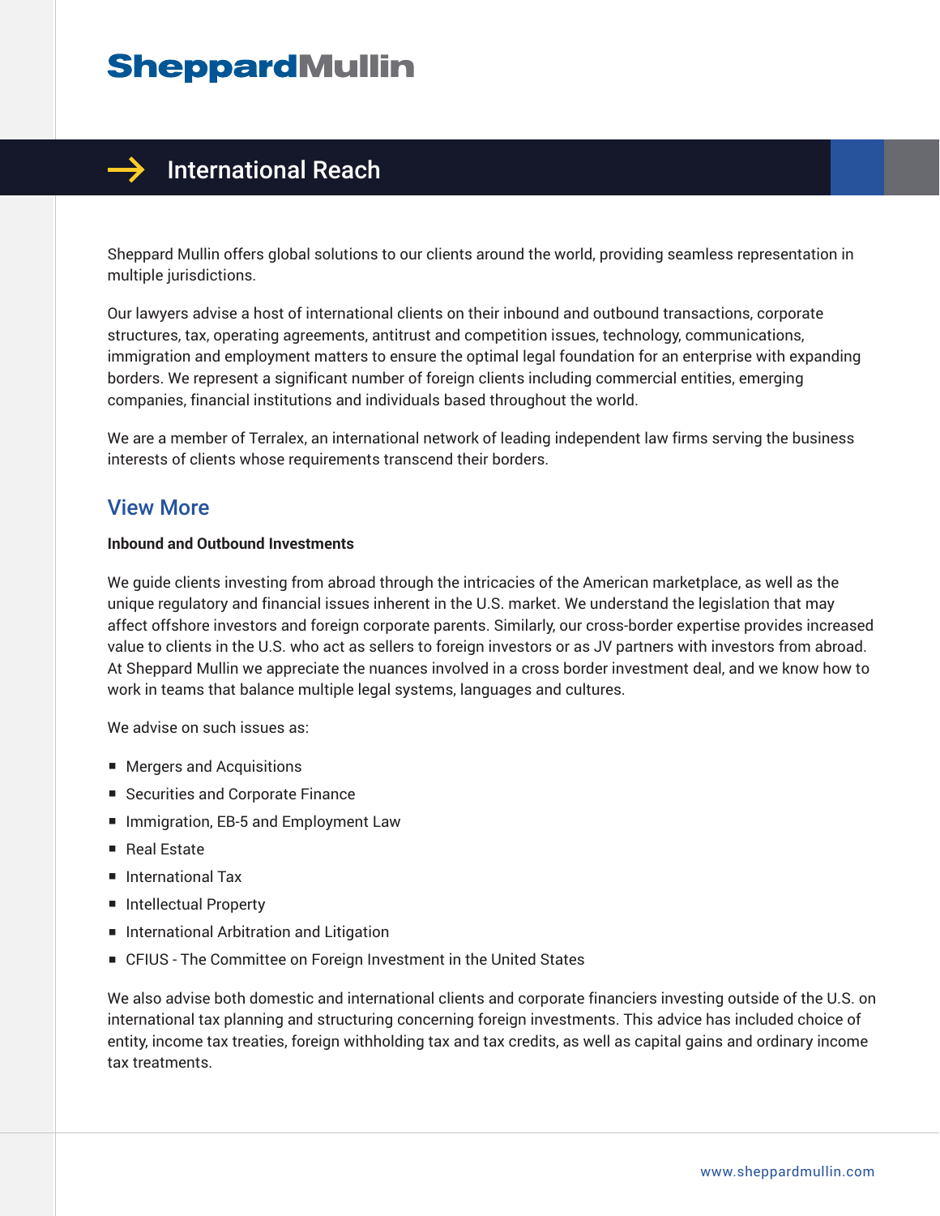# SheppardMullin

## International Reach

Sheppard Mullin offers global solutions to our clients around the world, providing seamless representation in multiple jurisdictions.

Our lawyers advise a host of international clients on their inbound and outbound transactions, corporate structures, tax, operating agreements, antitrust and competition issues, technology, communications, immigration and employment matters to ensure the optimal legal foundation for an enterprise with expanding borders. We represent a significant number of foreign clients including commercial entities, emerging companies, financial institutions and individuals based throughout the world.

We are a member of Terralex, an international network of leading independent law firms serving the business interests of clients whose requirements transcend their borders.

### View More

**Inbound and Outbound Investments**

We guide clients investing from abroad through the intricacies of the American marketplace, as well as the unique regulatory and financial issues inherent in the U.S. market. We understand the legislation that may affect offshore investors and foreign corporate parents. Similarly, our cross-border expertise provides increased value to clients in the U.S. who act as sellers to foreign investors or as JV partners with investors from abroad. At Sheppard Mullin we appreciate the nuances involved in a cross border investment deal, and we know how to work in teams that balance multiple legal systems, languages and cultures.

We advise on such issues as:

- Mergers and Acquisitions
- Securities and Corporate Finance
- Immigration, EB-5 and Employment Law
- Real Estate
- International Tax
- Intellectual Property
- International Arbitration and Litigation
- CFIUS - The Committee on Foreign Investment in the United States

We also advise both domestic and international clients and corporate financiers investing outside of the U.S. on international tax planning and structuring concerning foreign investments. This advice has included choice of entity, income tax treaties, foreign withholding tax and tax credits, as well as capital gains and ordinary income tax treatments.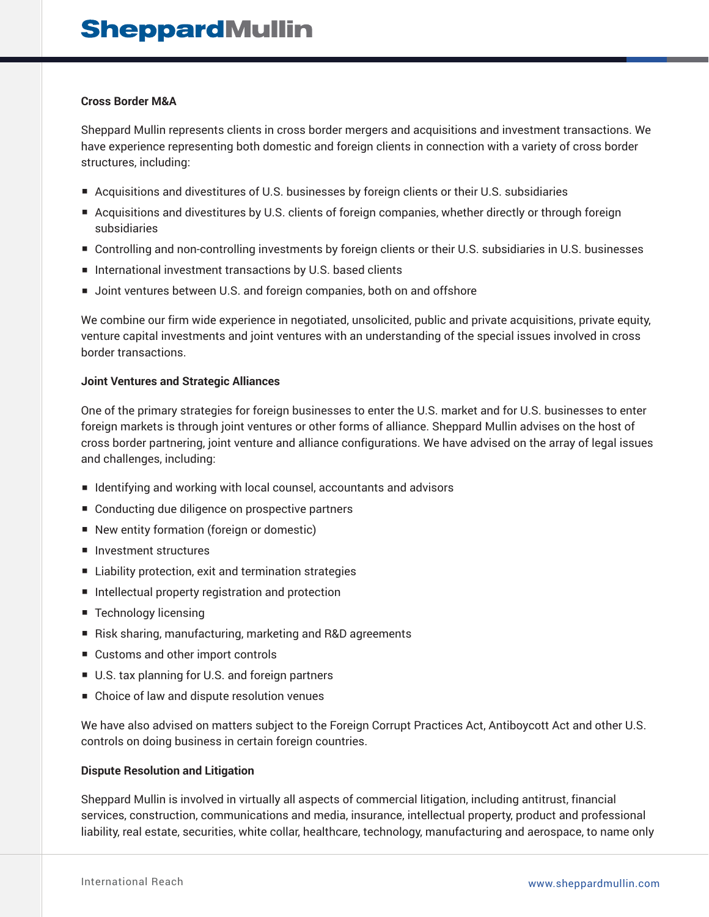### Cross Border M&A

Sheppard Mullin represents clients in cross border mergers and acquisitions and investment transactions. We have experience representing both domestic and foreign clients in connection with a variety of cross border structures, including:

- Acquisitions and divestitures of U.S. businesses by foreign clients or their U.S. subsidiaries
- Acquisitions and divestitures by U.S. clients of foreign companies, whether directly or through foreign subsidiaries
- Controlling and non-controlling investments by foreign clients or their U.S. subsidiaries in U.S. businesses
- International investment transactions by U.S. based clients
- Joint ventures between U.S. and foreign companies, both on and offshore

We combine our firm wide experience in negotiated, unsolicited, public and private acquisitions, private equity, venture capital investments and joint ventures with an understanding of the special issues involved in cross border transactions.

### Joint Ventures and Strategic Alliances

One of the primary strategies for foreign businesses to enter the U.S. market and for U.S. businesses to enter foreign markets is through joint ventures or other forms of alliance. Sheppard Mullin advises on the host of cross border partnering, joint venture and alliance configurations. We have advised on the array of legal issues and challenges, including:

- Identifying and working with local counsel, accountants and advisors
- Conducting due diligence on prospective partners
- New entity formation (foreign or domestic)
- Investment structures
- Liability protection, exit and termination strategies
- Intellectual property registration and protection
- Technology licensing
- Risk sharing, manufacturing, marketing and R&D agreements
- Customs and other import controls
- U.S. tax planning for U.S. and foreign partners
- Choice of law and dispute resolution venues

We have also advised on matters subject to the Foreign Corrupt Practices Act, Antiboycott Act and other U.S. controls on doing business in certain foreign countries.

### Dispute Resolution and Litigation

Sheppard Mullin is involved in virtually all aspects of commercial litigation, including antitrust, financial services, construction, communications and media, insurance, intellectual property, product and professional liability, real estate, securities, white collar, healthcare, technology, manufacturing and aerospace, to name only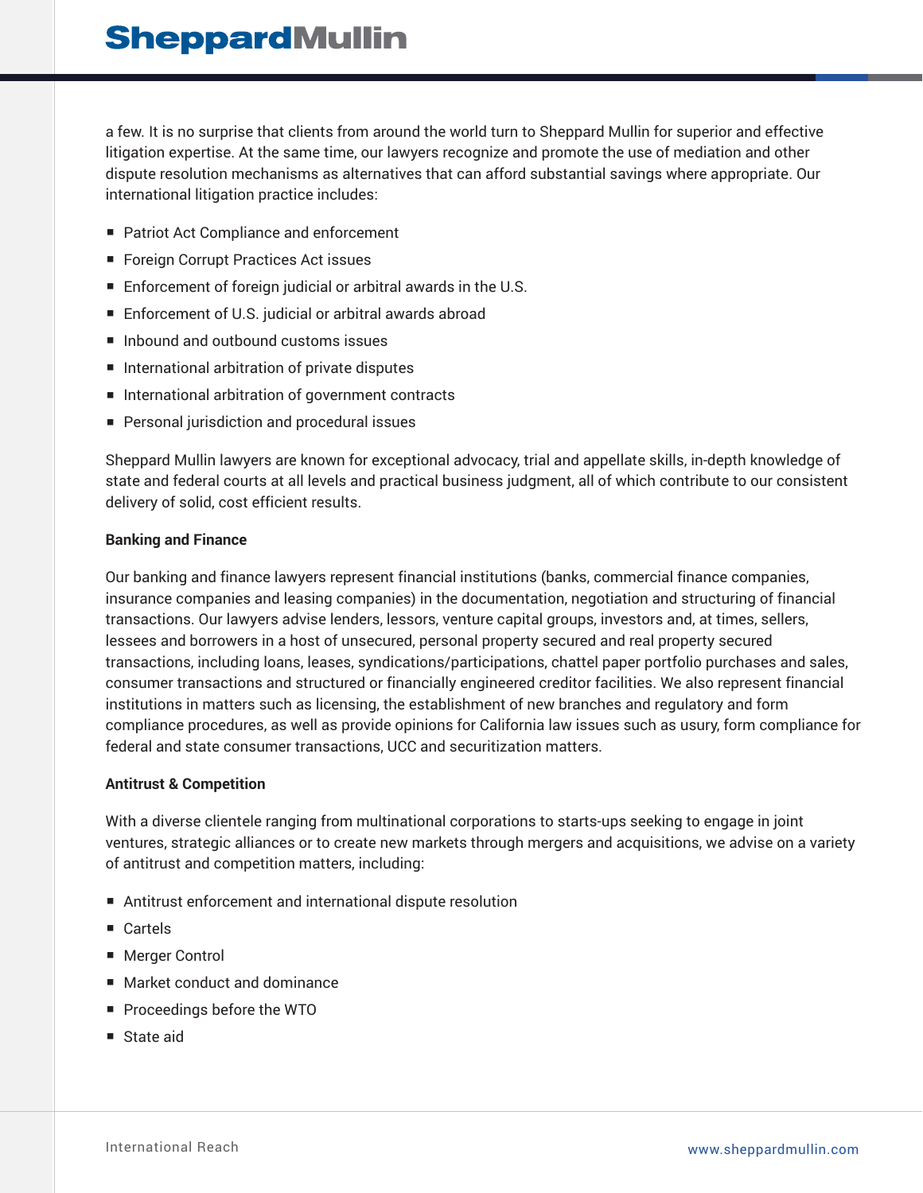a few. It is no surprise that clients from around the world turn to Sheppard Mullin for superior and effective litigation expertise. At the same time, our lawyers recognize and promote the use of mediation and other dispute resolution mechanisms as alternatives that can afford substantial savings where appropriate. Our international litigation practice includes:

- Patriot Act Compliance and enforcement
- Foreign Corrupt Practices Act issues
- Enforcement of foreign judicial or arbitral awards in the U.S.
- Enforcement of U.S. judicial or arbitral awards abroad
- Inbound and outbound customs issues
- International arbitration of private disputes
- International arbitration of government contracts
- Personal jurisdiction and procedural issues

Sheppard Mullin lawyers are known for exceptional advocacy, trial and appellate skills, in-depth knowledge of state and federal courts at all levels and practical business judgment, all of which contribute to our consistent delivery of solid, cost efficient results.

**Banking and Finance**

Our banking and finance lawyers represent financial institutions (banks, commercial finance companies, insurance companies and leasing companies) in the documentation, negotiation and structuring of financial transactions. Our lawyers advise lenders, lessors, venture capital groups, investors and, at times, sellers, lessees and borrowers in a host of unsecured, personal property secured and real property secured transactions, including loans, leases, syndications/participations, chattel paper portfolio purchases and sales, consumer transactions and structured or financially engineered creditor facilities. We also represent financial institutions in matters such as licensing, the establishment of new branches and regulatory and form compliance procedures, as well as provide opinions for California law issues such as usury, form compliance for federal and state consumer transactions, UCC and securitization matters.

**Antitrust & Competition**

With a diverse clientele ranging from multinational corporations to starts-ups seeking to engage in joint ventures, strategic alliances or to create new markets through mergers and acquisitions, we advise on a variety of antitrust and competition matters, including:

- Antitrust enforcement and international dispute resolution
- Cartels
- Merger Control
- Market conduct and dominance
- Proceedings before the WTO
- State aid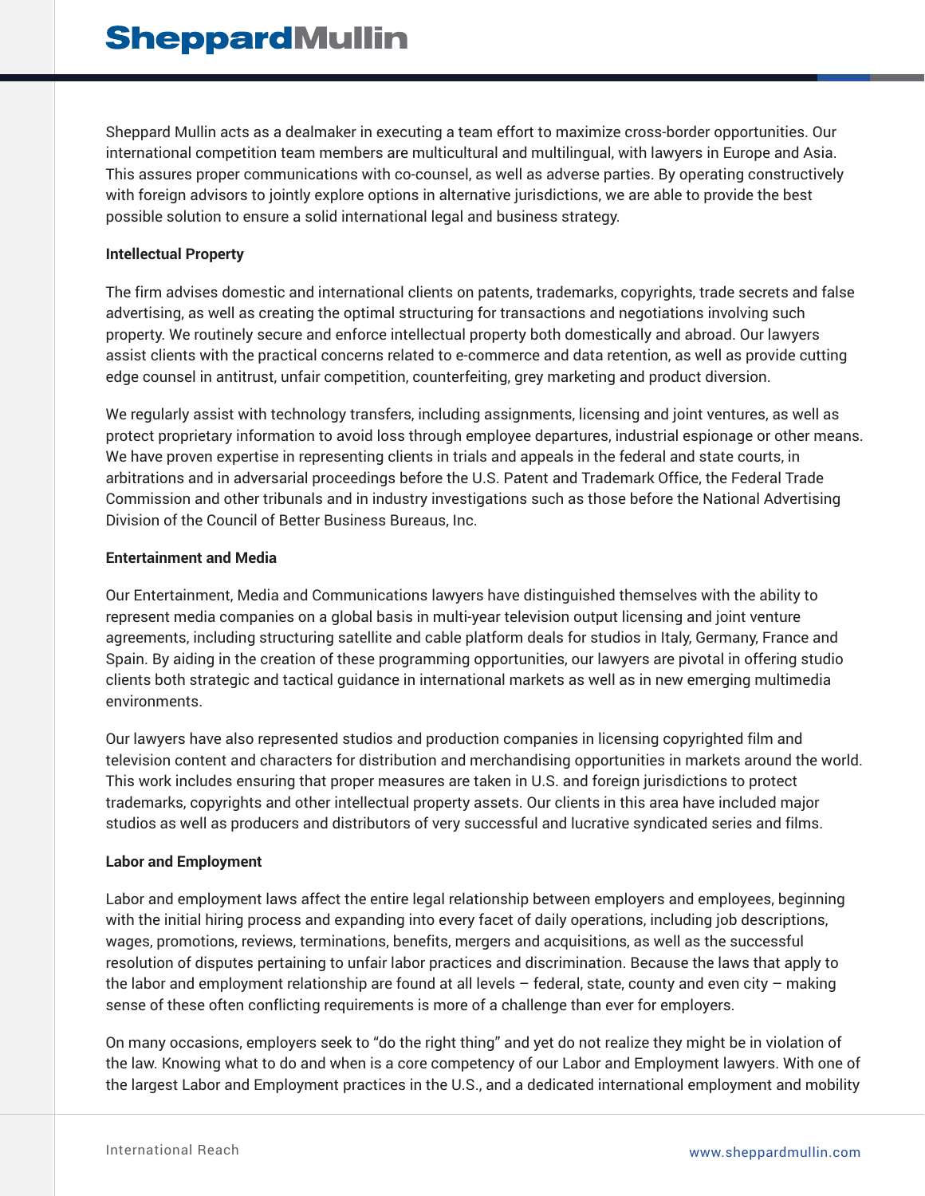Sheppard Mullin acts as a dealmaker in executing a team effort to maximize cross-border opportunities. Our international competition team members are multicultural and multilingual, with lawyers in Europe and Asia. This assures proper communications with co-counsel, as well as adverse parties. By operating constructively with foreign advisors to jointly explore options in alternative jurisdictions, we are able to provide the best possible solution to ensure a solid international legal and business strategy.

**Intellectual Property**

The firm advises domestic and international clients on patents, trademarks, copyrights, trade secrets and false advertising, as well as creating the optimal structuring for transactions and negotiations involving such property. We routinely secure and enforce intellectual property both domestically and abroad. Our lawyers assist clients with the practical concerns related to e-commerce and data retention, as well as provide cutting edge counsel in antitrust, unfair competition, counterfeiting, grey marketing and product diversion.

We regularly assist with technology transfers, including assignments, licensing and joint ventures, as well as protect proprietary information to avoid loss through employee departures, industrial espionage or other means. We have proven expertise in representing clients in trials and appeals in the federal and state courts, in arbitrations and in adversarial proceedings before the U.S. Patent and Trademark Office, the Federal Trade Commission and other tribunals and in industry investigations such as those before the National Advertising Division of the Council of Better Business Bureaus, Inc.

**Entertainment and Media**

Our Entertainment, Media and Communications lawyers have distinguished themselves with the ability to represent media companies on a global basis in multi-year television output licensing and joint venture agreements, including structuring satellite and cable platform deals for studios in Italy, Germany, France and Spain. By aiding in the creation of these programming opportunities, our lawyers are pivotal in offering studio clients both strategic and tactical guidance in international markets as well as in new emerging multimedia environments.

Our lawyers have also represented studios and production companies in licensing copyrighted film and television content and characters for distribution and merchandising opportunities in markets around the world. This work includes ensuring that proper measures are taken in U.S. and foreign jurisdictions to protect trademarks, copyrights and other intellectual property assets. Our clients in this area have included major studios as well as producers and distributors of very successful and lucrative syndicated series and films.

**Labor and Employment**

Labor and employment laws affect the entire legal relationship between employers and employees, beginning with the initial hiring process and expanding into every facet of daily operations, including job descriptions, wages, promotions, reviews, terminations, benefits, mergers and acquisitions, as well as the successful resolution of disputes pertaining to unfair labor practices and discrimination. Because the laws that apply to the labor and employment relationship are found at all levels – federal, state, county and even city – making sense of these often conflicting requirements is more of a challenge than ever for employers.

On many occasions, employers seek to "do the right thing" and yet do not realize they might be in violation of the law. Knowing what to do and when is a core competency of our Labor and Employment lawyers. With one of the largest Labor and Employment practices in the U.S., and a dedicated international employment and mobility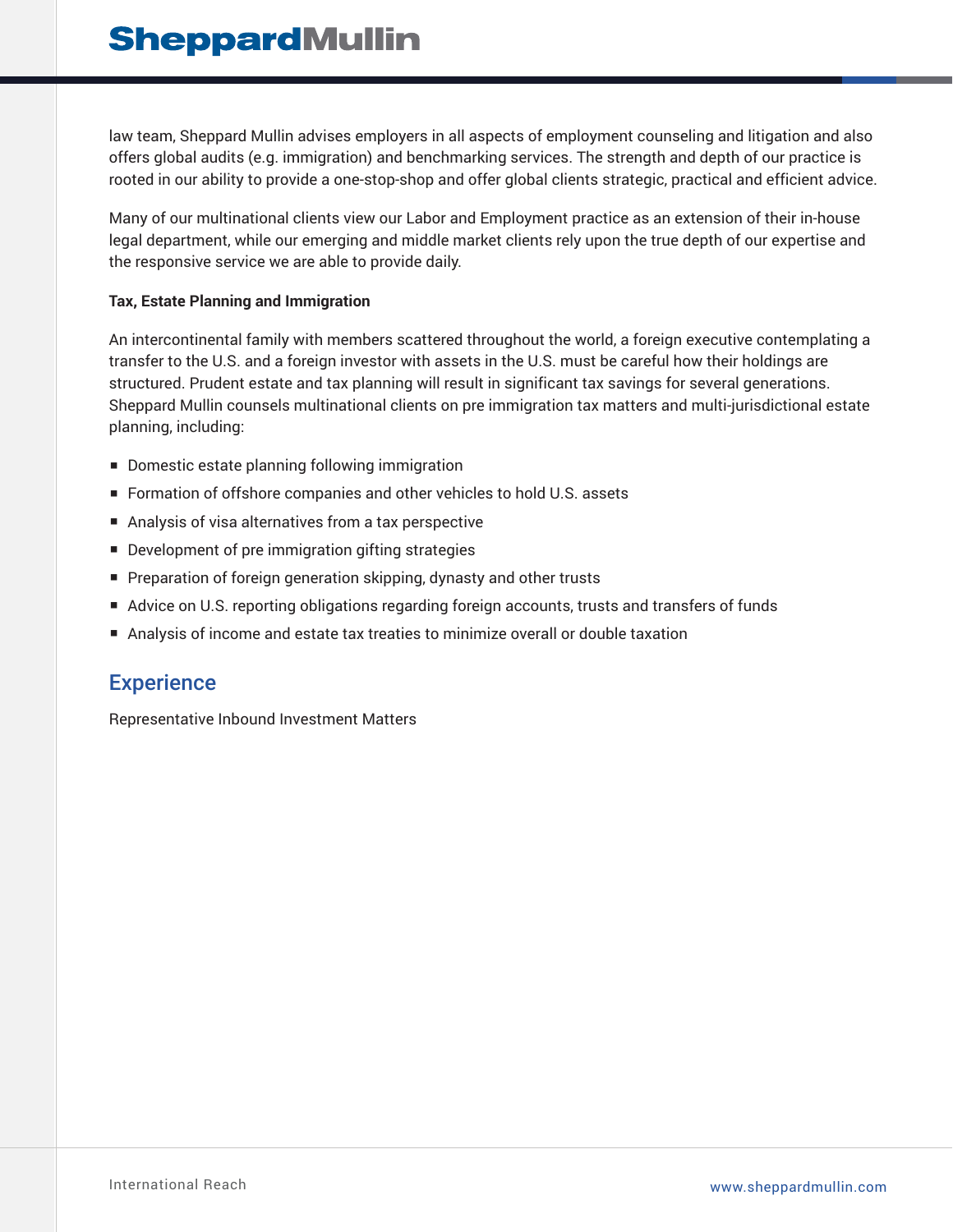law team, Sheppard Mullin advises employers in all aspects of employment counseling and litigation and also offers global audits (e.g. immigration) and benchmarking services. The strength and depth of our practice is rooted in our ability to provide a one-stop-shop and offer global clients strategic, practical and efficient advice.

Many of our multinational clients view our Labor and Employment practice as an extension of their in-house legal department, while our emerging and middle market clients rely upon the true depth of our expertise and the responsive service we are able to provide daily.

**Tax, Estate Planning and Immigration**

An intercontinental family with members scattered throughout the world, a foreign executive contemplating a transfer to the U.S. and a foreign investor with assets in the U.S. must be careful how their holdings are structured. Prudent estate and tax planning will result in significant tax savings for several generations. Sheppard Mullin counsels multinational clients on pre immigration tax matters and multi-jurisdictional estate planning, including:

- Domestic estate planning following immigration
- Formation of offshore companies and other vehicles to hold U.S. assets
- Analysis of visa alternatives from a tax perspective
- Development of pre immigration gifting strategies
- Preparation of foreign generation skipping, dynasty and other trusts
- Advice on U.S. reporting obligations regarding foreign accounts, trusts and transfers of funds
- Analysis of income and estate tax treaties to minimize overall or double taxation

## Experience

Representative Inbound Investment Matters